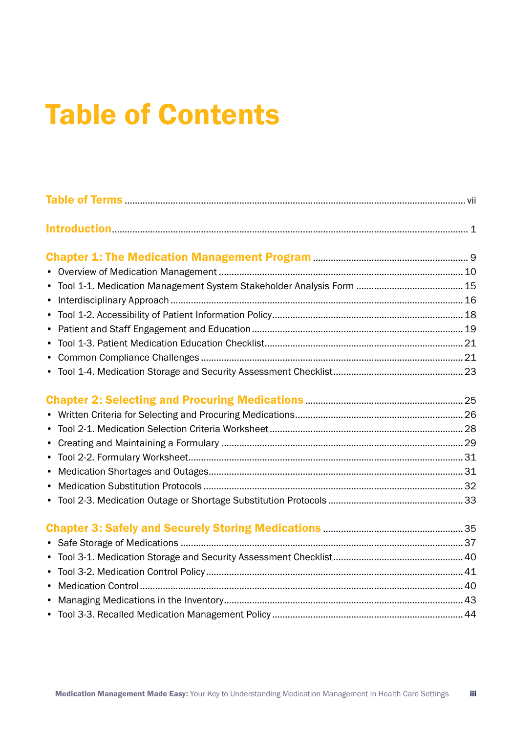# Table of Contents

**Table of Terms** ........ vii

**Introduction** ........ 1

**Chapter 1: The Medication Management Program** ........ 9

- Overview of Medication Management ........ 10
- Tool 1-1. Medication Management System Stakeholder Analysis Form ........ 15
- Interdisciplinary Approach ........ 16
- Tool 1-2. Accessibility of Patient Information Policy ........ 18
- Patient and Staff Engagement and Education ........ 19
- Tool 1-3. Patient Medication Education Checklist ........ 21
- Common Compliance Challenges ........ 21
- Tool 1-4. Medication Storage and Security Assessment Checklist ........ 23

**Chapter 2: Selecting and Procuring Medications** ........ 25

- Written Criteria for Selecting and Procuring Medications ........ 26
- Tool 2-1. Medication Selection Criteria Worksheet ........ 28
- Creating and Maintaining a Formulary ........ 29
- Tool 2-2. Formulary Worksheet ........ 31
- Medication Shortages and Outages ........ 31
- Medication Substitution Protocols ........ 32
- Tool 2-3. Medication Outage or Shortage Substitution Protocols ........ 33

**Chapter 3: Safely and Securely Storing Medications** ........ 35

- Safe Storage of Medications ........ 37
- Tool 3-1. Medication Storage and Security Assessment Checklist ........ 40
- Tool 3-2. Medication Control Policy ........ 41
- Medication Control ........ 40
- Managing Medications in the Inventory ........ 43
- Tool 3-3. Recalled Medication Management Policy ........ 44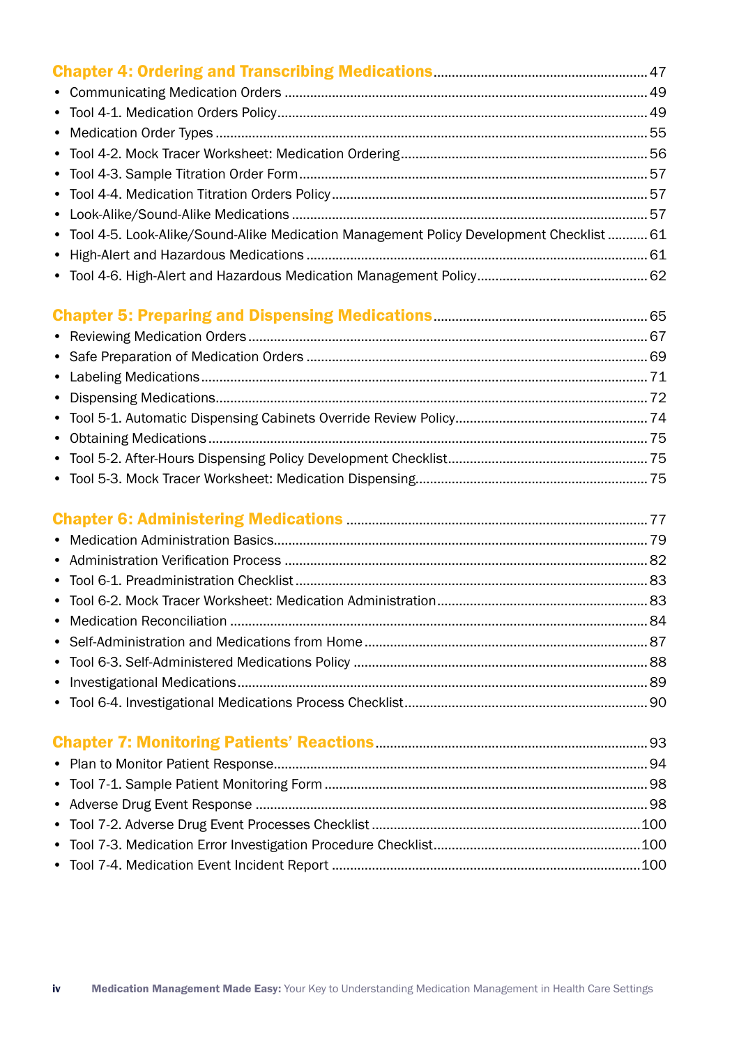## Chapter 4: Ordering and Transcribing Medications ... 47

- Communicating Medication Orders ... 49
- Tool 4-1. Medication Orders Policy ... 49
- Medication Order Types ... 55
- Tool 4-2. Mock Tracer Worksheet: Medication Ordering ... 56
- Tool 4-3. Sample Titration Order Form ... 57
- Tool 4-4. Medication Titration Orders Policy ... 57
- Look-Alike/Sound-Alike Medications ... 57
- Tool 4-5. Look-Alike/Sound-Alike Medication Management Policy Development Checklist ... 61
- High-Alert and Hazardous Medications ... 61
- Tool 4-6. High-Alert and Hazardous Medication Management Policy ... 62

## Chapter 5: Preparing and Dispensing Medications ... 65

- Reviewing Medication Orders ... 67
- Safe Preparation of Medication Orders ... 69
- Labeling Medications ... 71
- Dispensing Medications ... 72
- Tool 5-1. Automatic Dispensing Cabinets Override Review Policy ... 74
- Obtaining Medications ... 75
- Tool 5-2. After-Hours Dispensing Policy Development Checklist ... 75
- Tool 5-3. Mock Tracer Worksheet: Medication Dispensing ... 75

## Chapter 6: Administering Medications ... 77

- Medication Administration Basics ... 79
- Administration Verification Process ... 82
- Tool 6-1. Preadministration Checklist ... 83
- Tool 6-2. Mock Tracer Worksheet: Medication Administration ... 83
- Medication Reconciliation ... 84
- Self-Administration and Medications from Home ... 87
- Tool 6-3. Self-Administered Medications Policy ... 88
- Investigational Medications ... 89
- Tool 6-4. Investigational Medications Process Checklist ... 90

## Chapter 7: Monitoring Patients' Reactions ... 93

- Plan to Monitor Patient Response ... 94
- Tool 7-1. Sample Patient Monitoring Form ... 98
- Adverse Drug Event Response ... 98
- Tool 7-2. Adverse Drug Event Processes Checklist ... 100
- Tool 7-3. Medication Error Investigation Procedure Checklist ... 100
- Tool 7-4. Medication Event Incident Report ... 100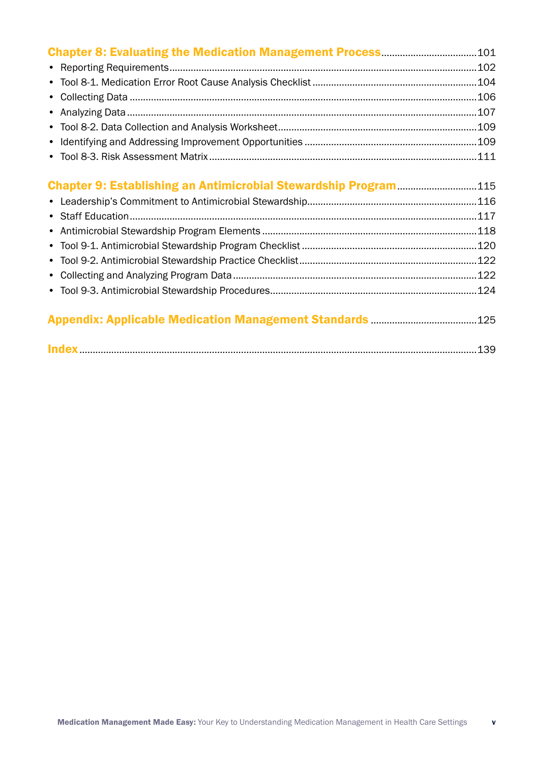## Chapter 8: Evaluating the Medication Management Process ....................................101

- Reporting Requirements ....................................102
- Tool 8-1. Medication Error Root Cause Analysis Checklist ....................................104
- Collecting Data ....................................106
- Analyzing Data ....................................107
- Tool 8-2. Data Collection and Analysis Worksheet ....................................109
- Identifying and Addressing Improvement Opportunities ....................................109
- Tool 8-3. Risk Assessment Matrix ....................................111

## Chapter 9: Establishing an Antimicrobial Stewardship Program ....................................115

- Leadership's Commitment to Antimicrobial Stewardship ....................................116
- Staff Education ....................................117
- Antimicrobial Stewardship Program Elements ....................................118
- Tool 9-1. Antimicrobial Stewardship Program Checklist ....................................120
- Tool 9-2. Antimicrobial Stewardship Practice Checklist ....................................122
- Collecting and Analyzing Program Data ....................................122
- Tool 9-3. Antimicrobial Stewardship Procedures ....................................124

## Appendix: Applicable Medication Management Standards ....................................125

## Index ....................................139